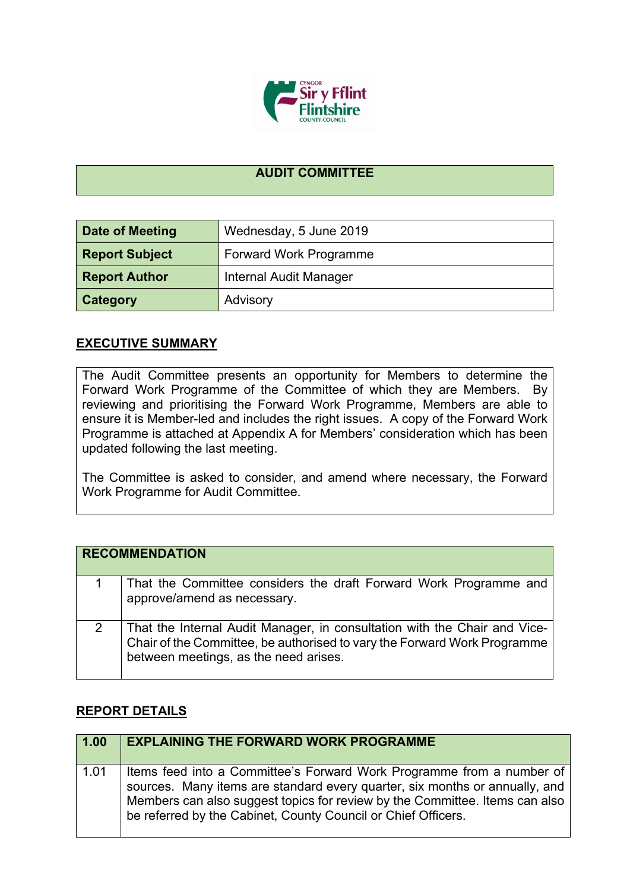# AUDIT COMMITTEE

| Date of Meeting | Wednesday, 5 June 2019 |
|---|---|
| Report Subject | Forward Work Programme |
| Report Author | Internal Audit Manager |
| Category | Advisory |

## EXECUTIVE SUMMARY

The Audit Committee presents an opportunity for Members to determine the Forward Work Programme of the Committee of which they are Members. By reviewing and prioritising the Forward Work Programme, Members are able to ensure it is Member-led and includes the right issues. A copy of the Forward Work Programme is attached at Appendix A for Members' consideration which has been updated following the last meeting.

The Committee is asked to consider, and amend where necessary, the Forward Work Programme for Audit Committee.

| RECOMMENDATION | |
|---|---|
| 1 | That the Committee considers the draft Forward Work Programme and approve/amend as necessary. |
| 2 | That the Internal Audit Manager, in consultation with the Chair and Vice-Chair of the Committee, be authorised to vary the Forward Work Programme between meetings, as the need arises. |

## REPORT DETAILS

| 1.00 | EXPLAINING THE FORWARD WORK PROGRAMME |
|---|---|
| 1.01 | Items feed into a Committee's Forward Work Programme from a number of sources. Many items are standard every quarter, six months or annually, and Members can also suggest topics for review by the Committee. Items can also be referred by the Cabinet, County Council or Chief Officers. |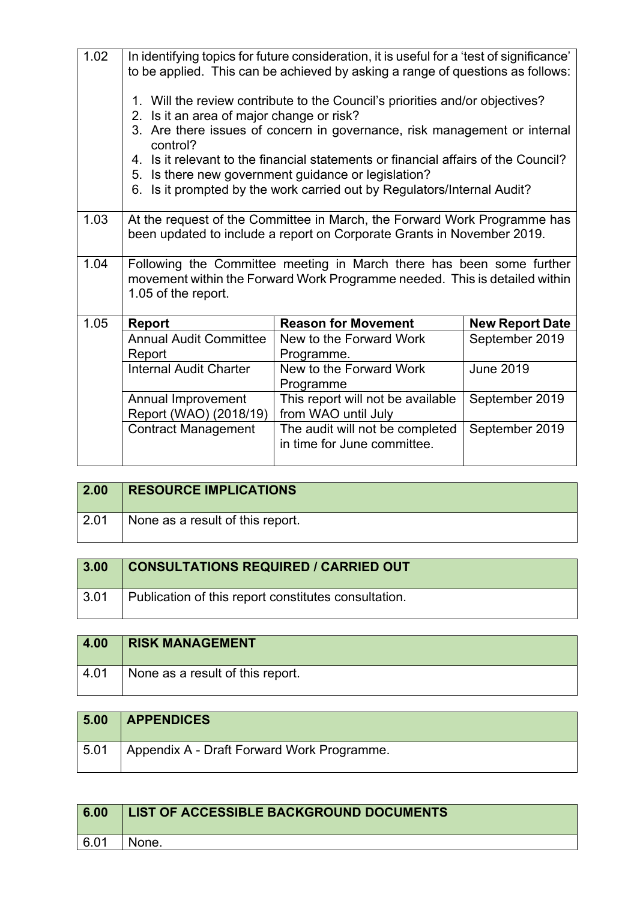| | |
|---|---|
| 1.02 | In identifying topics for future consideration, it is useful for a 'test of significance' to be applied. This can be achieved by asking a range of questions as follows:<br><br>1. Will the review contribute to the Council's priorities and/or objectives?<br>2. Is it an area of major change or risk?<br>3. Are there issues of concern in governance, risk management or internal control?<br>4. Is it relevant to the financial statements or financial affairs of the Council?<br>5. Is there new government guidance or legislation?<br>6. Is it prompted by the work carried out by Regulators/Internal Audit? |
| 1.03 | At the request of the Committee in March, the Forward Work Programme has been updated to include a report on Corporate Grants in November 2019. |
| 1.04 | Following the Committee meeting in March there has been some further movement within the Forward Work Programme needed. This is detailed within 1.05 of the report. |

| 1.05 | **Report** | **Reason for Movement** | **New Report Date** |
|---|---|---|---|
| | Annual Audit Committee Report | New to the Forward Work Programme. | September 2019 |
| | Internal Audit Charter | New to the Forward Work Programme | June 2019 |
| | Annual Improvement Report (WAO) (2018/19) | This report will not be available from WAO until July | September 2019 |
| | Contract Management | The audit will not be completed in time for June committee. | September 2019 |

| **2.00** | **RESOURCE IMPLICATIONS** |
|---|---|
| 2.01 | None as a result of this report. |

| **3.00** | **CONSULTATIONS REQUIRED / CARRIED OUT** |
|---|---|
| 3.01 | Publication of this report constitutes consultation. |

| **4.00** | **RISK MANAGEMENT** |
|---|---|
| 4.01 | None as a result of this report. |

| **5.00** | **APPENDICES** |
|---|---|
| 5.01 | Appendix A - Draft Forward Work Programme. |

| **6.00** | **LIST OF ACCESSIBLE BACKGROUND DOCUMENTS** |
|---|---|
| 6.01 | None. |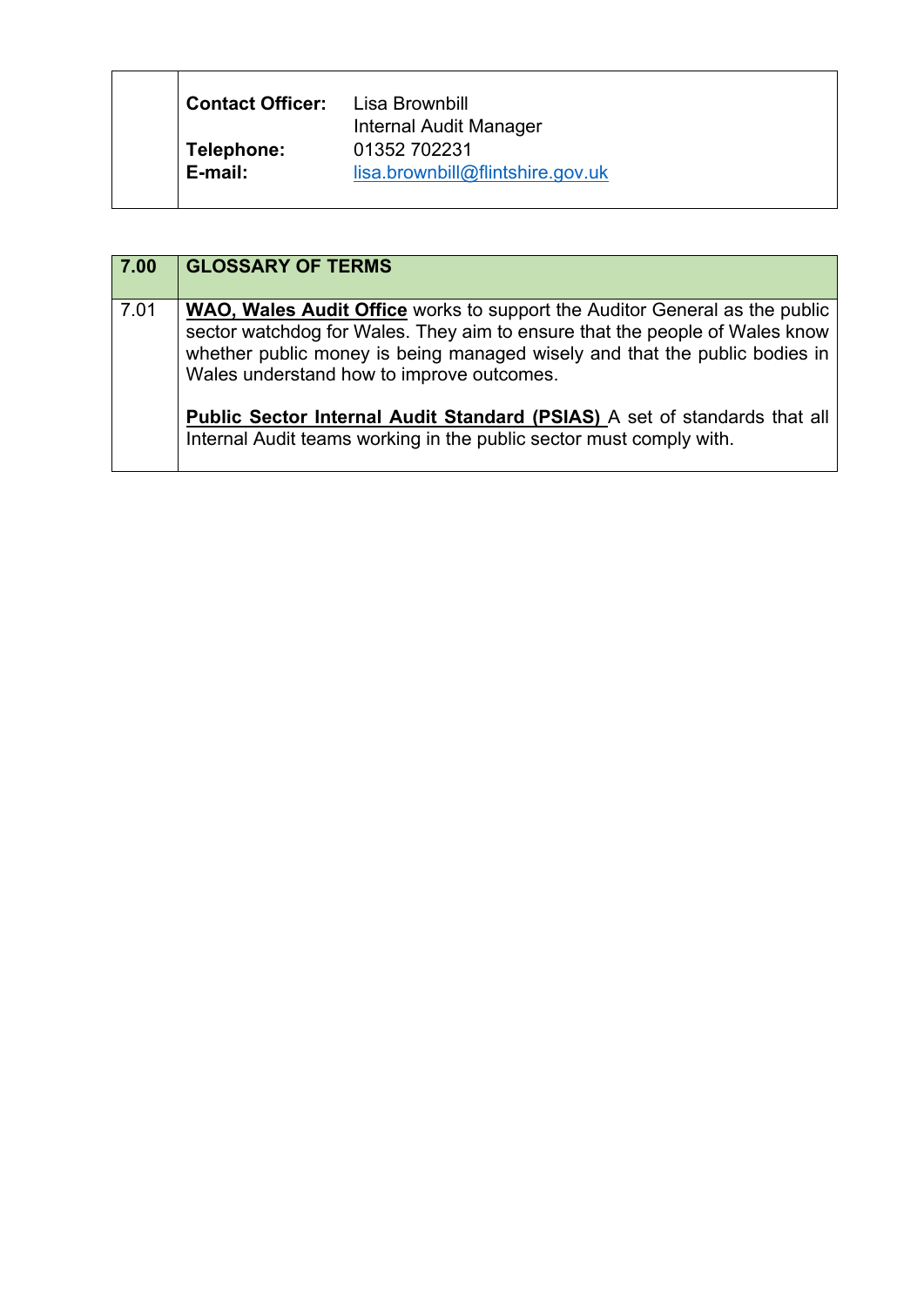| | |
|---|---|
| | **Contact Officer:** Lisa Brownbill<br>Internal Audit Manager<br>**Telephone:** 01352 702231<br>**E-mail:** lisa.brownbill@flintshire.gov.uk |

| **7.00** | **GLOSSARY OF TERMS** |
|---|---|
| 7.01 | **WAO, Wales Audit Office** works to support the Auditor General as the public sector watchdog for Wales. They aim to ensure that the people of Wales know whether public money is being managed wisely and that the public bodies in Wales understand how to improve outcomes.<br><br>**Public Sector Internal Audit Standard (PSIAS)** A set of standards that all Internal Audit teams working in the public sector must comply with. |